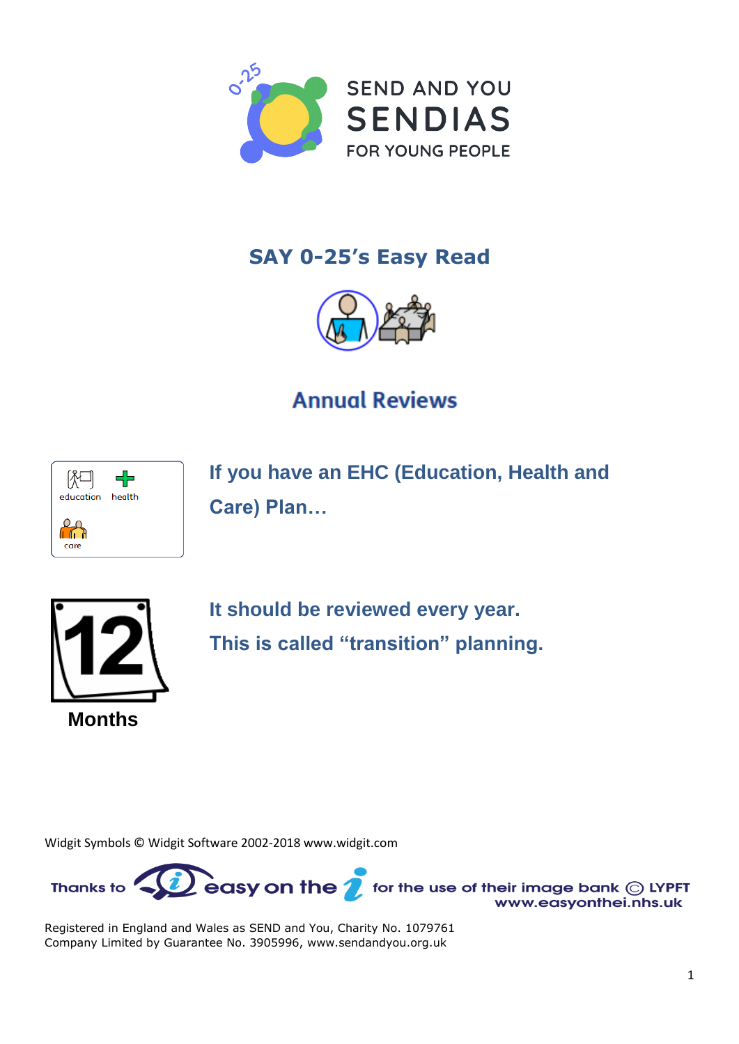SEND AND YOU
SENDIAS
FOR YOUNG PEOPLE

# SAY 0-25's Easy Read

## Annual Reviews

education health care

**If you have an EHC (Education, Health and Care) Plan…**

12

**Months**

**It should be reviewed every year.**
**This is called "transition" planning.**

Widgit Symbols © Widgit Software 2002-2018 www.widgit.com

Thanks to easy on the i for the use of their image bank © LYPFT www.easyonthei.nhs.uk

Registered in England and Wales as SEND and You, Charity No. 1079761
Company Limited by Guarantee No. 3905996, www.sendandyou.org.uk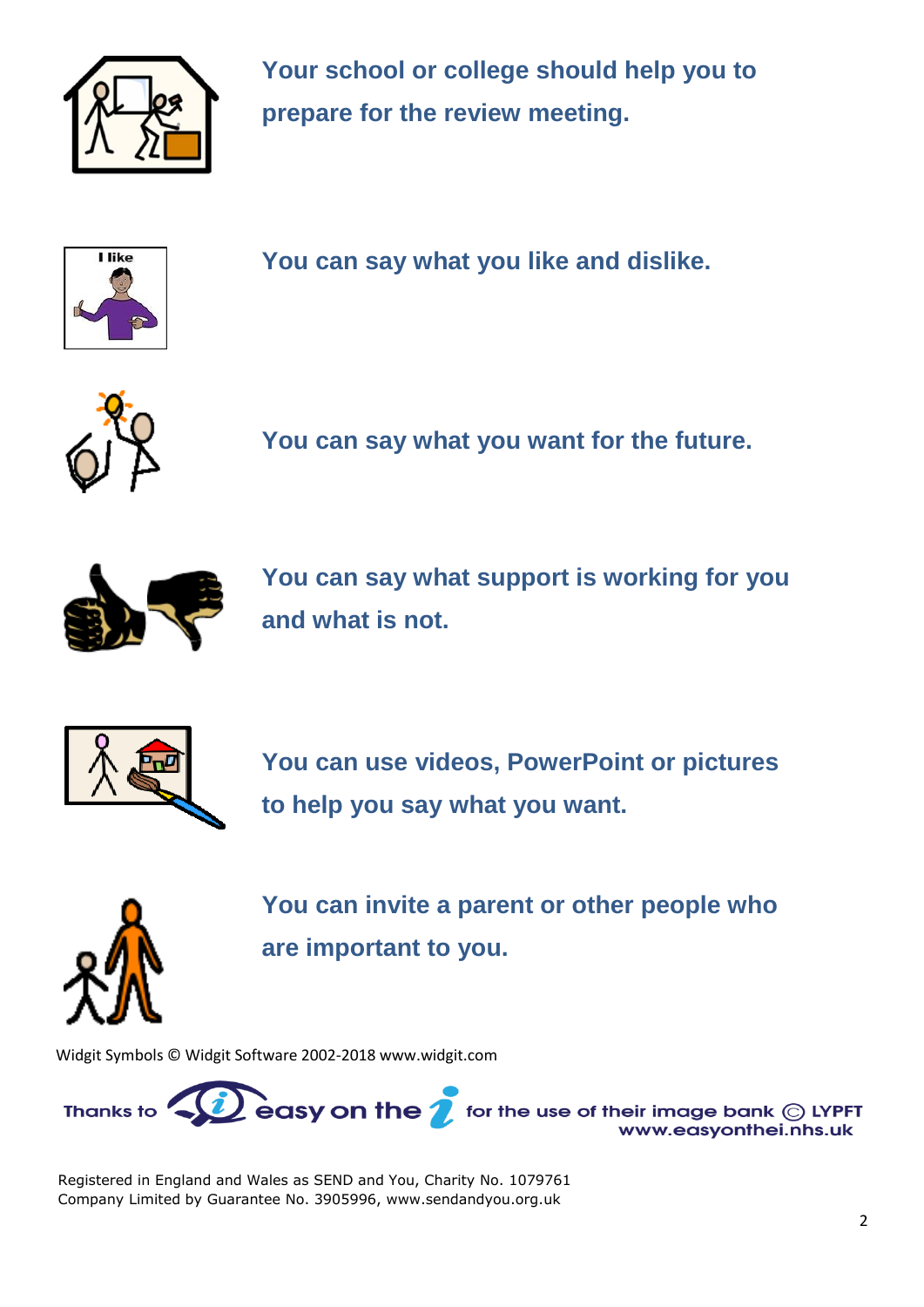**Your school or college should help you to prepare for the review meeting.**

**You can say what you like and dislike.**

**You can say what you want for the future.**

**You can say what support is working for you and what is not.**

**You can use videos, PowerPoint or pictures to help you say what you want.**

**You can invite a parent or other people who are important to you.**

Widgit Symbols © Widgit Software 2002-2018 www.widgit.com

Thanks to easy on the i for the use of their image bank © LYPFT www.easyonthei.nhs.uk

Registered in England and Wales as SEND and You, Charity No. 1079761
Company Limited by Guarantee No. 3905996, www.sendandyou.org.uk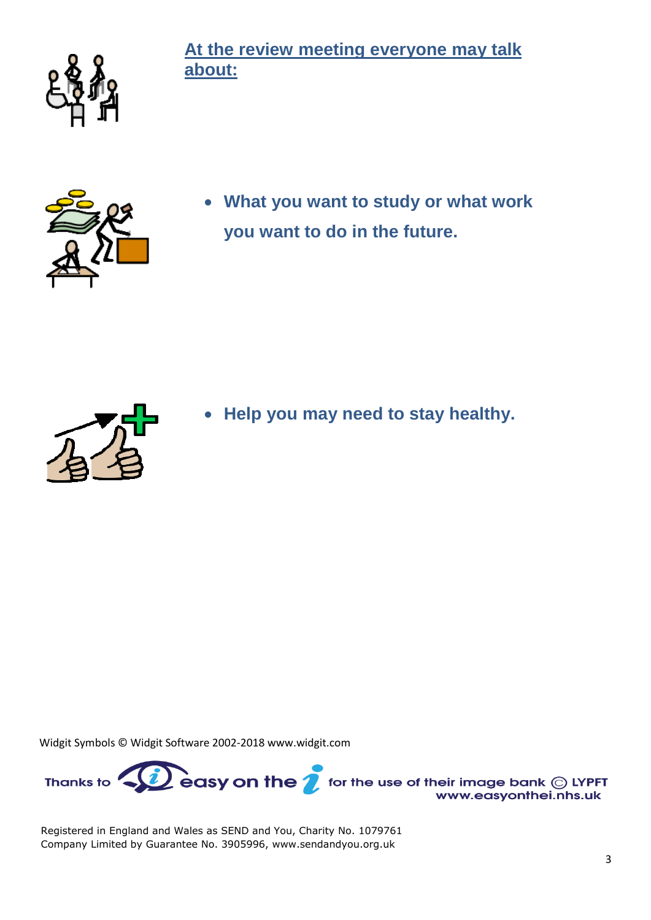## At the review meeting everyone may talk about:

- **What you want to study or what work you want to do in the future.**

- **Help you may need to stay healthy.**

Widgit Symbols © Widgit Software 2002-2018 www.widgit.com

Thanks to easy on the i for the use of their image bank © LYPFT www.easyonthei.nhs.uk

Registered in England and Wales as SEND and You, Charity No. 1079761
Company Limited by Guarantee No. 3905996, www.sendandyou.org.uk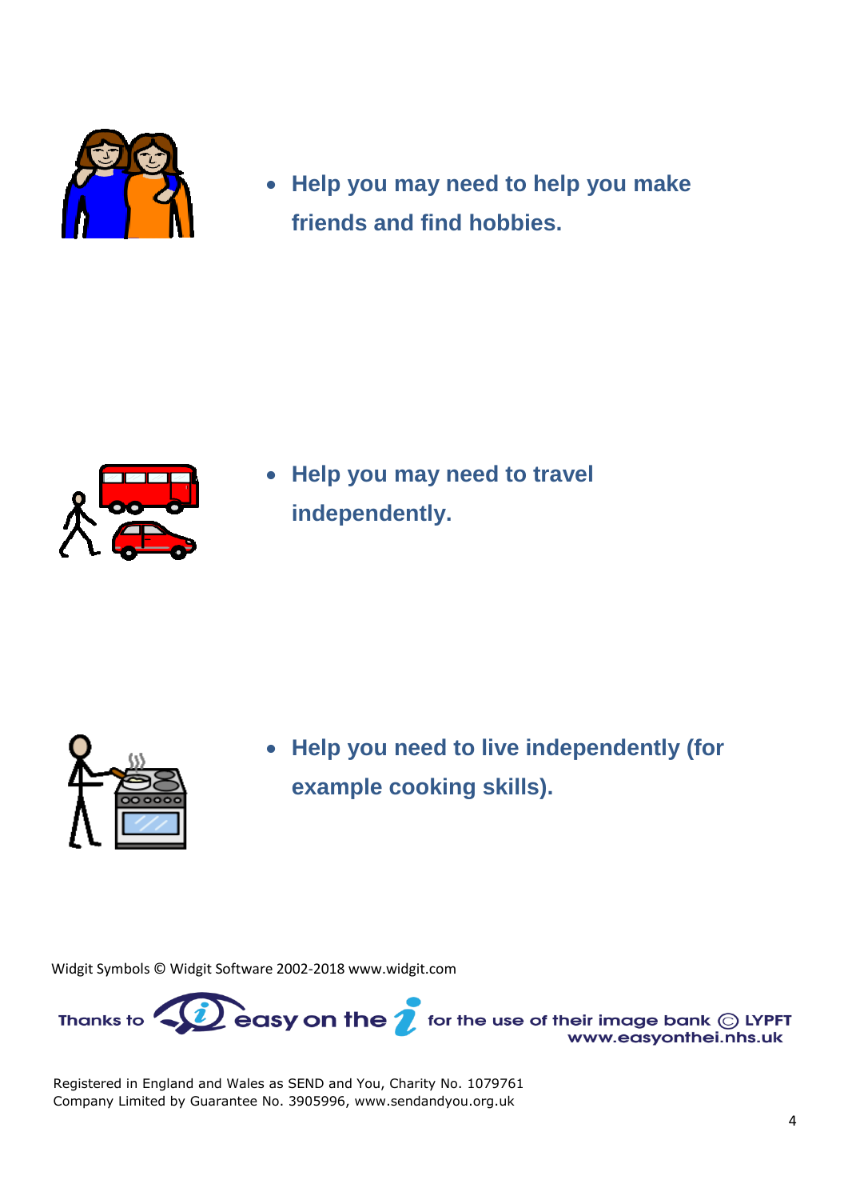- **Help you may need to help you make friends and find hobbies.**

- **Help you may need to travel independently.**

- **Help you need to live independently (for example cooking skills).**

Widgit Symbols © Widgit Software 2002-2018 www.widgit.com

Thanks to easy on the i for the use of their image bank © LYPFT www.easyonthei.nhs.uk

Registered in England and Wales as SEND and You, Charity No. 1079761
Company Limited by Guarantee No. 3905996, www.sendandyou.org.uk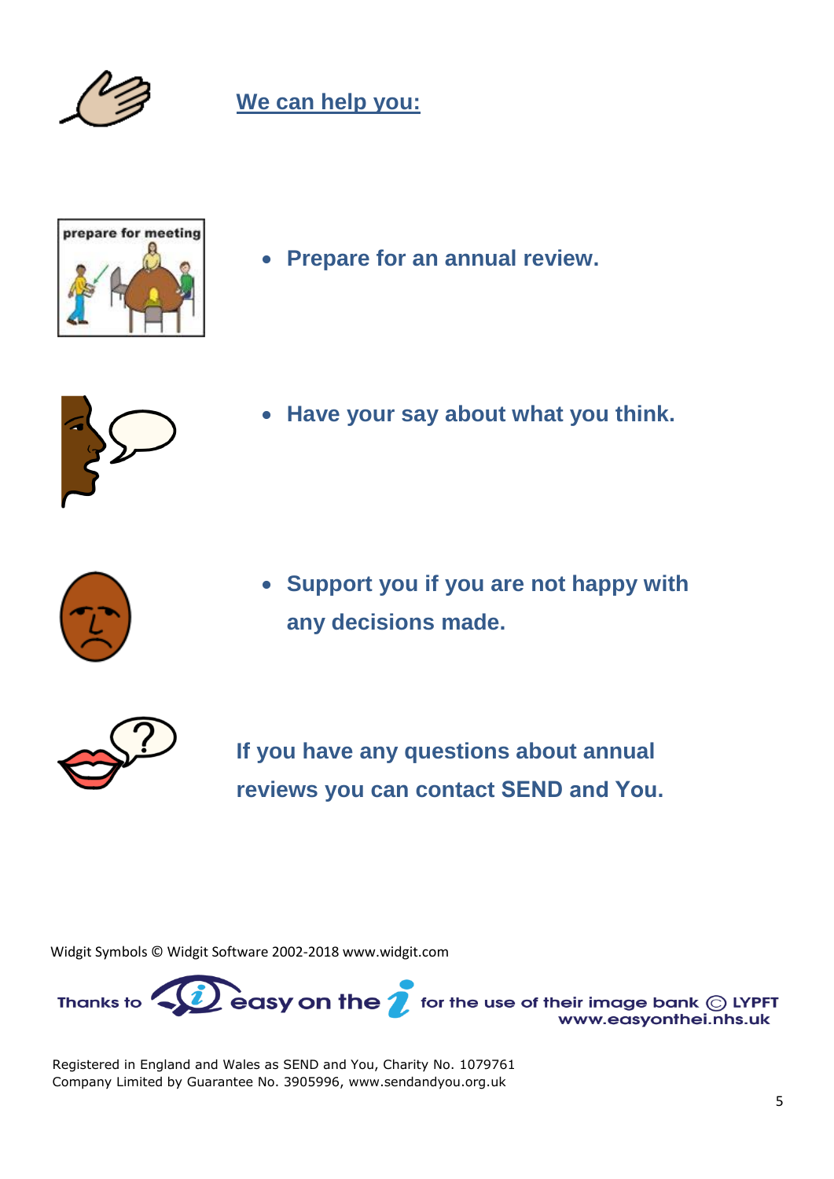## We can help you:

- **Prepare for an annual review.**
- **Have your say about what you think.**
- **Support you if you are not happy with any decisions made.**

**If you have any questions about annual reviews you can contact SEND and You.**

Widgit Symbols © Widgit Software 2002-2018 www.widgit.com

Thanks to easy on the i for the use of their image bank © LYPFT www.easyonthei.nhs.uk

Registered in England and Wales as SEND and You, Charity No. 1079761
Company Limited by Guarantee No. 3905996, www.sendandyou.org.uk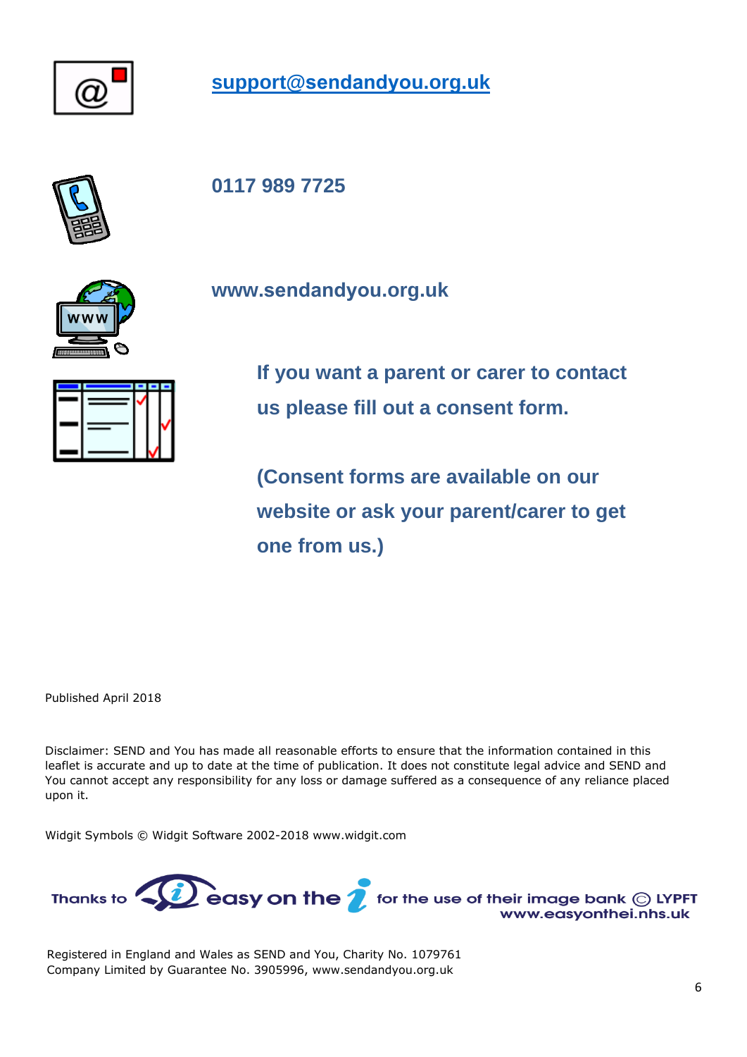**support@sendandyou.org.uk**

**0117 989 7725**

**www.sendandyou.org.uk**

**If you want a parent or carer to contact us please fill out a consent form.**

**(Consent forms are available on our website or ask your parent/carer to get one from us.)**

Published April 2018

Disclaimer: SEND and You has made all reasonable efforts to ensure that the information contained in this leaflet is accurate and up to date at the time of publication. It does not constitute legal advice and SEND and You cannot accept any responsibility for any loss or damage suffered as a consequence of any reliance placed upon it.

Widgit Symbols © Widgit Software 2002-2018 www.widgit.com

Thanks to easy on the i for the use of their image bank © LYPFT www.easyonthei.nhs.uk

Registered in England and Wales as SEND and You, Charity No. 1079761
Company Limited by Guarantee No. 3905996, www.sendandyou.org.uk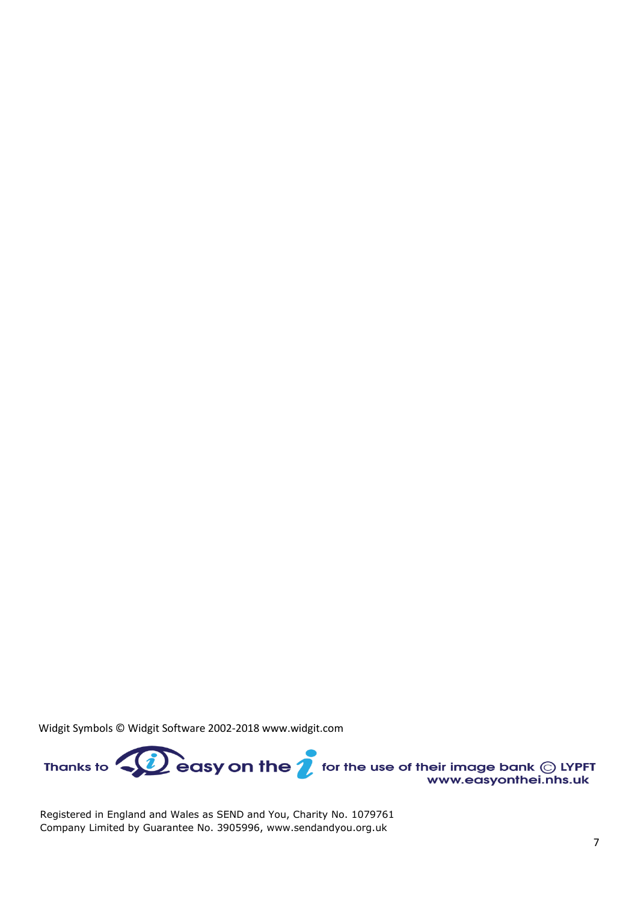Widgit Symbols © Widgit Software 2002-2018 www.widgit.com

Thanks to easy on the i for the use of their image bank © LYPFT www.easyonthei.nhs.uk

Registered in England and Wales as SEND and You, Charity No. 1079761
Company Limited by Guarantee No. 3905996, www.sendandyou.org.uk